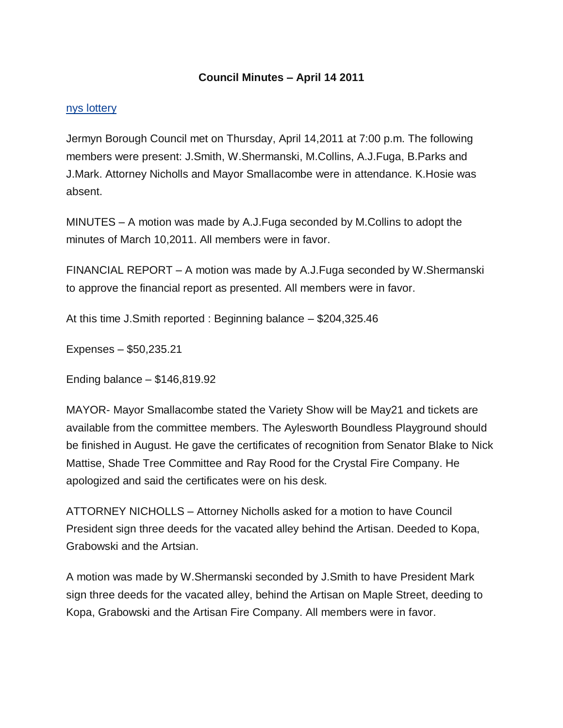# Council Minutes – April 14 2011

[nys lottery]

Jermyn Borough Council met on Thursday, April 14,2011 at 7:00 p.m. The following members were present: J.Smith, W.Shermanski, M.Collins, A.J.Fuga, B.Parks and J.Mark. Attorney Nicholls and Mayor Smallacombe were in attendance. K.Hosie was absent.

MINUTES – A motion was made by A.J.Fuga seconded by M.Collins to adopt the minutes of March 10,2011. All members were in favor.

FINANCIAL REPORT – A motion was made by A.J.Fuga seconded by W.Shermanski to approve the financial report as presented. All members were in favor.

At this time J.Smith reported : Beginning balance – $204,325.46

Expenses – $50,235.21

Ending balance – $146,819.92

MAYOR- Mayor Smallacombe stated the Variety Show will be May21 and tickets are available from the committee members. The Aylesworth Boundless Playground should be finished in August. He gave the certificates of recognition from Senator Blake to Nick Mattise, Shade Tree Committee and Ray Rood for the Crystal Fire Company. He apologized and said the certificates were on his desk.

ATTORNEY NICHOLLS – Attorney Nicholls asked for a motion to have Council President sign three deeds for the vacated alley behind the Artisan. Deeded to Kopa, Grabowski and the Artsian.

A motion was made by W.Shermanski seconded by J.Smith to have President Mark sign three deeds for the vacated alley, behind the Artisan on Maple Street, deeding to Kopa, Grabowski and the Artisan Fire Company. All members were in favor.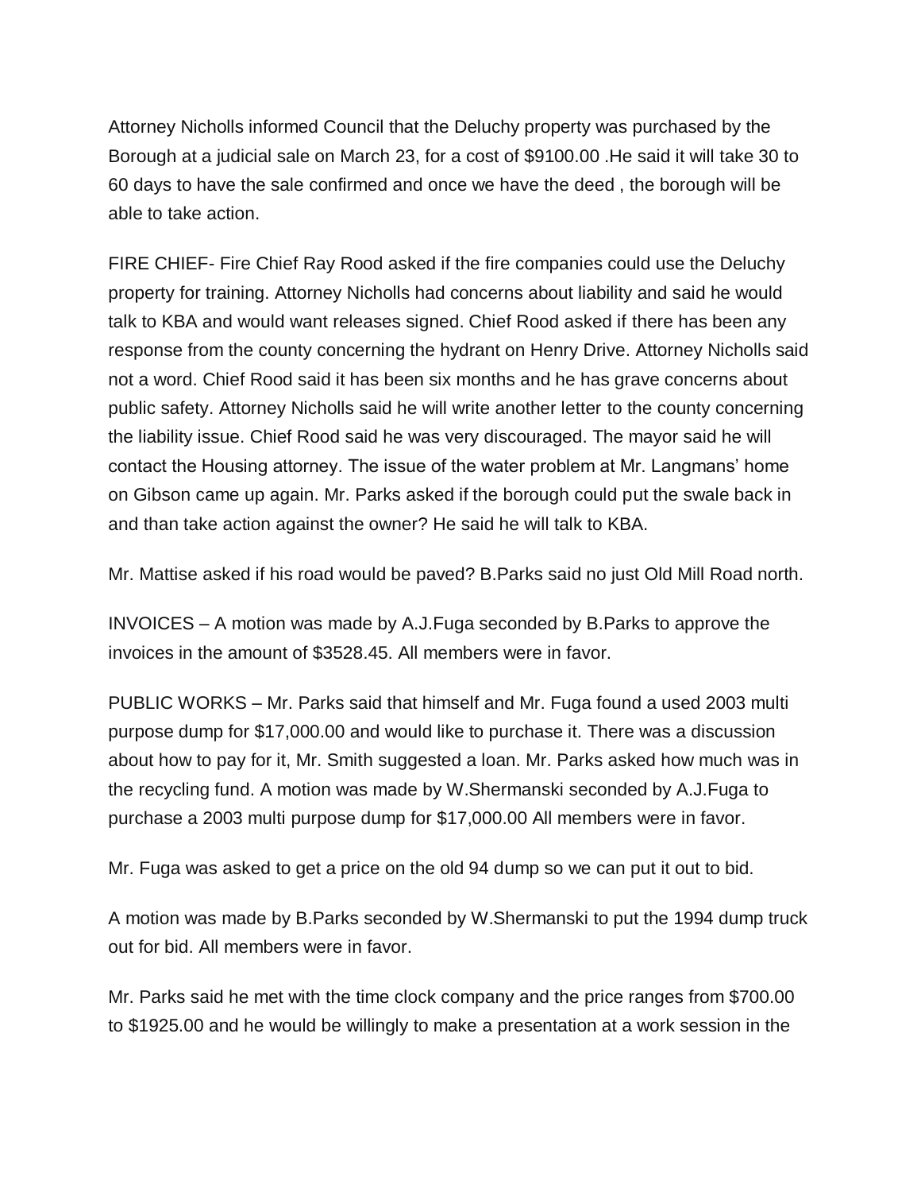Attorney Nicholls informed Council that the Deluchy property was purchased by the Borough at a judicial sale on March 23, for a cost of $9100.00 .He said it will take 30 to 60 days to have the sale confirmed and once we have the deed , the borough will be able to take action.

FIRE CHIEF- Fire Chief Ray Rood asked if the fire companies could use the Deluchy property for training. Attorney Nicholls had concerns about liability and said he would talk to KBA and would want releases signed. Chief Rood asked if there has been any response from the county concerning the hydrant on Henry Drive. Attorney Nicholls said not a word. Chief Rood said it has been six months and he has grave concerns about public safety. Attorney Nicholls said he will write another letter to the county concerning the liability issue. Chief Rood said he was very discouraged. The mayor said he will contact the Housing attorney. The issue of the water problem at Mr. Langmans' home on Gibson came up again. Mr. Parks asked if the borough could put the swale back in and than take action against the owner? He said he will talk to KBA.

Mr. Mattise asked if his road would be paved? B.Parks said no just Old Mill Road north.

INVOICES – A motion was made by A.J.Fuga seconded by B.Parks to approve the invoices in the amount of $3528.45. All members were in favor.

PUBLIC WORKS – Mr. Parks said that himself and Mr. Fuga found a used 2003 multi purpose dump for $17,000.00 and would like to purchase it. There was a discussion about how to pay for it, Mr. Smith suggested a loan. Mr. Parks asked how much was in the recycling fund. A motion was made by W.Shermanski seconded by A.J.Fuga to purchase a 2003 multi purpose dump for $17,000.00 All members were in favor.

Mr. Fuga was asked to get a price on the old 94 dump so we can put it out to bid.

A motion was made by B.Parks seconded by W.Shermanski to put the 1994 dump truck out for bid. All members were in favor.

Mr. Parks said he met with the time clock company and the price ranges from $700.00 to $1925.00 and he would be willingly to make a presentation at a work session in the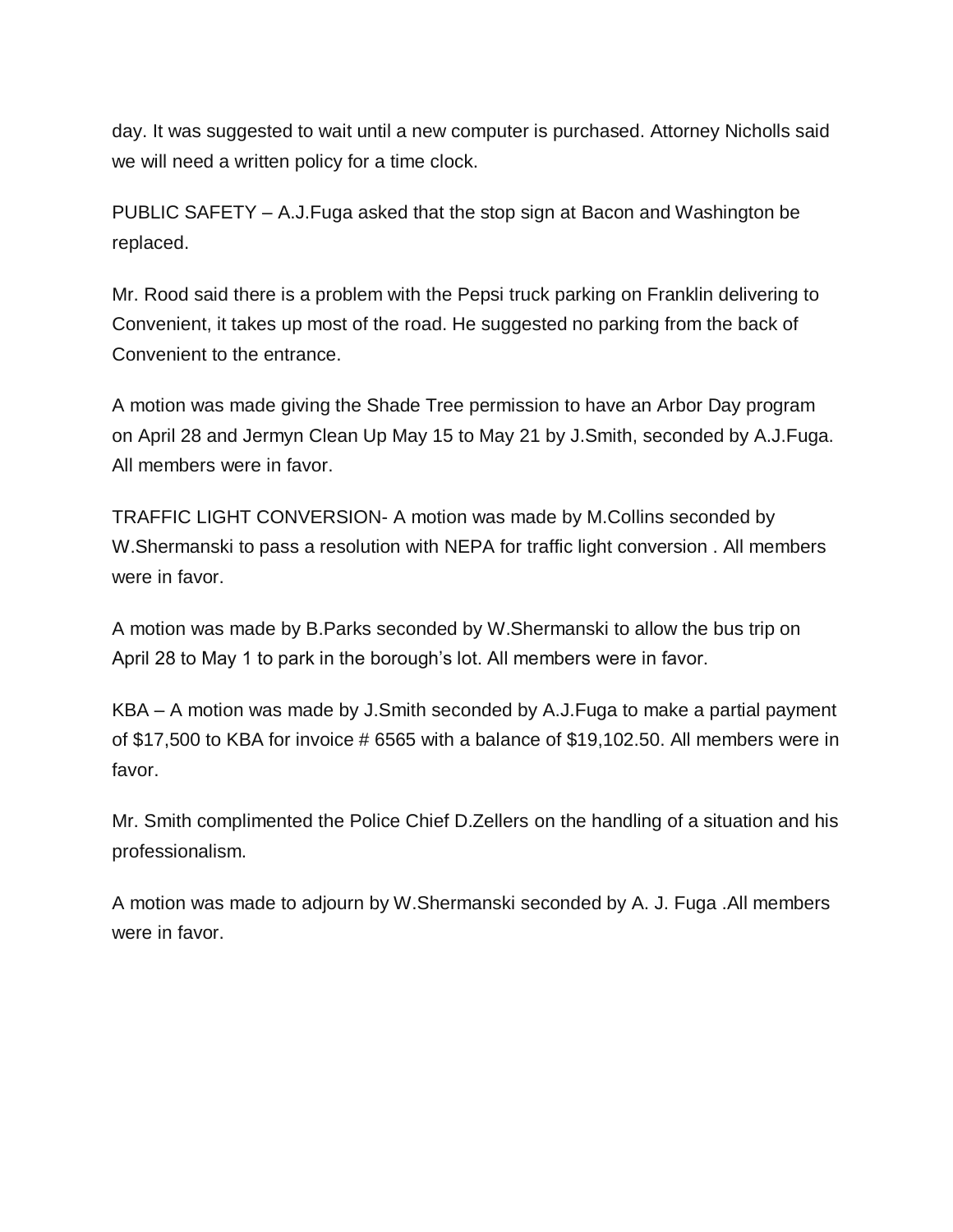day. It was suggested to wait until a new computer is purchased. Attorney Nicholls said we will need a written policy for a time clock.

PUBLIC SAFETY – A.J.Fuga asked that the stop sign at Bacon and Washington be replaced.

Mr. Rood said there is a problem with the Pepsi truck parking on Franklin delivering to Convenient, it takes up most of the road. He suggested no parking from the back of Convenient to the entrance.

A motion was made giving the Shade Tree permission to have an Arbor Day program on April 28 and Jermyn Clean Up May 15 to May 21 by J.Smith, seconded by A.J.Fuga. All members were in favor.

TRAFFIC LIGHT CONVERSION- A motion was made by M.Collins seconded by W.Shermanski to pass a resolution with NEPA for traffic light conversion . All members were in favor.

A motion was made by B.Parks seconded by W.Shermanski to allow the bus trip on April 28 to May 1 to park in the borough's lot. All members were in favor.

KBA – A motion was made by J.Smith seconded by A.J.Fuga to make a partial payment of $17,500 to KBA for invoice # 6565 with a balance of $19,102.50. All members were in favor.

Mr. Smith complimented the Police Chief D.Zellers on the handling of a situation and his professionalism.

A motion was made to adjourn by W.Shermanski seconded by A. J. Fuga .All members were in favor.